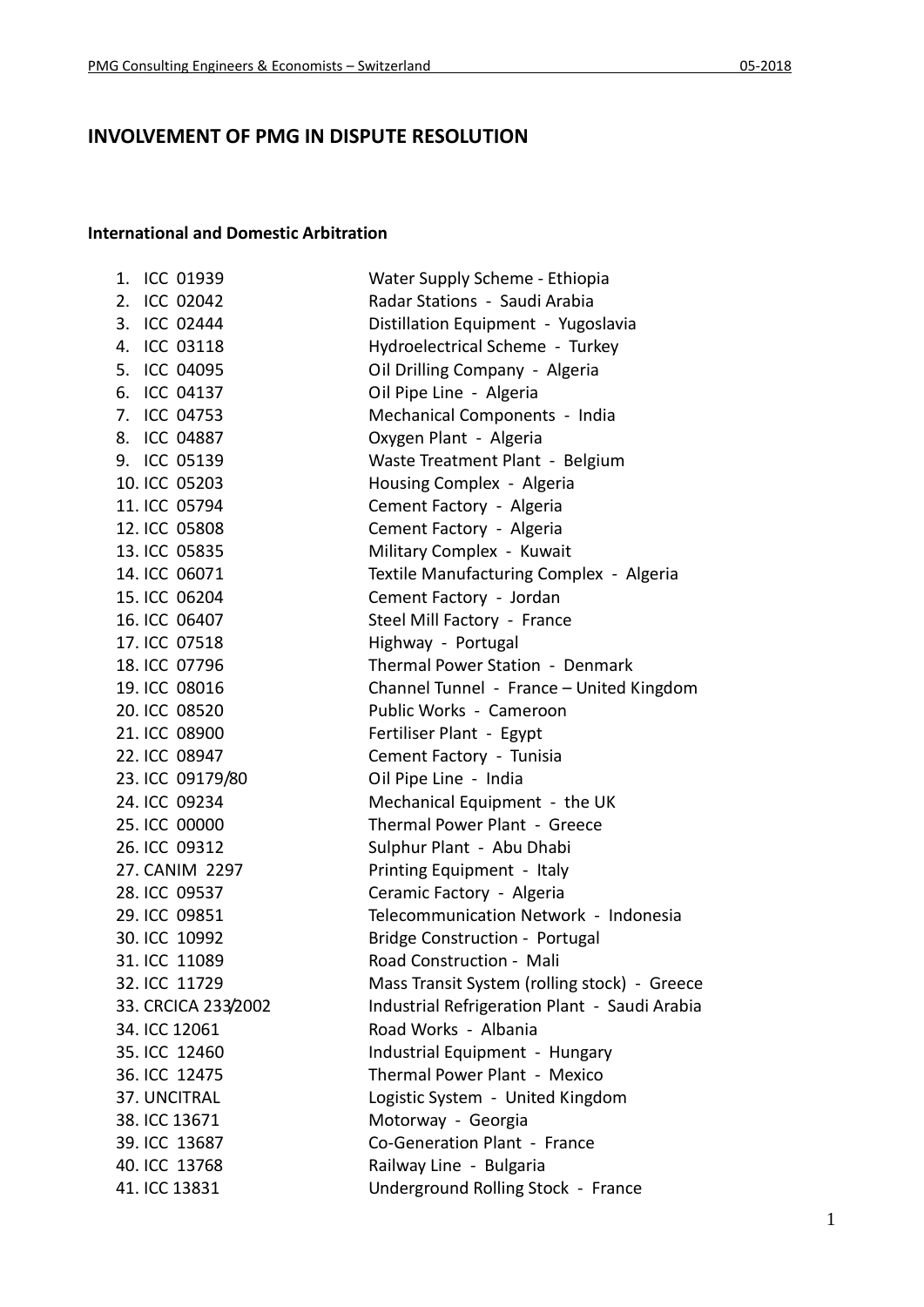# INVOLVEMENT OF PMG IN DISPUTE RESOLUTION

## International and Domestic Arbitration

| | |
|---|---|
| 1. ICC 01939 | Water Supply Scheme - Ethiopia |
| 2. ICC 02042 | Radar Stations - Saudi Arabia |
| 3. ICC 02444 | Distillation Equipment - Yugoslavia |
| 4. ICC 03118 | Hydroelectrical Scheme - Turkey |
| 5. ICC 04095 | Oil Drilling Company - Algeria |
| 6. ICC 04137 | Oil Pipe Line - Algeria |
| 7. ICC 04753 | Mechanical Components - India |
| 8. ICC 04887 | Oxygen Plant - Algeria |
| 9. ICC 05139 | Waste Treatment Plant - Belgium |
| 10. ICC 05203 | Housing Complex - Algeria |
| 11. ICC 05794 | Cement Factory - Algeria |
| 12. ICC 05808 | Cement Factory - Algeria |
| 13. ICC 05835 | Military Complex - Kuwait |
| 14. ICC 06071 | Textile Manufacturing Complex - Algeria |
| 15. ICC 06204 | Cement Factory - Jordan |
| 16. ICC 06407 | Steel Mill Factory - France |
| 17. ICC 07518 | Highway - Portugal |
| 18. ICC 07796 | Thermal Power Station - Denmark |
| 19. ICC 08016 | Channel Tunnel - France – United Kingdom |
| 20. ICC 08520 | Public Works - Cameroon |
| 21. ICC 08900 | Fertiliser Plant - Egypt |
| 22. ICC 08947 | Cement Factory - Tunisia |
| 23. ICC 09179/80 | Oil Pipe Line - India |
| 24. ICC 09234 | Mechanical Equipment - the UK |
| 25. ICC 00000 | Thermal Power Plant - Greece |
| 26. ICC 09312 | Sulphur Plant - Abu Dhabi |
| 27. CANIM 2297 | Printing Equipment - Italy |
| 28. ICC 09537 | Ceramic Factory - Algeria |
| 29. ICC 09851 | Telecommunication Network - Indonesia |
| 30. ICC 10992 | Bridge Construction - Portugal |
| 31. ICC 11089 | Road Construction - Mali |
| 32. ICC 11729 | Mass Transit System (rolling stock) - Greece |
| 33. CRCICA 233/2002 | Industrial Refrigeration Plant - Saudi Arabia |
| 34. ICC 12061 | Road Works - Albania |
| 35. ICC 12460 | Industrial Equipment - Hungary |
| 36. ICC 12475 | Thermal Power Plant - Mexico |
| 37. UNCITRAL | Logistic System - United Kingdom |
| 38. ICC 13671 | Motorway - Georgia |
| 39. ICC 13687 | Co-Generation Plant - France |
| 40. ICC 13768 | Railway Line - Bulgaria |
| 41. ICC 13831 | Underground Rolling Stock - France |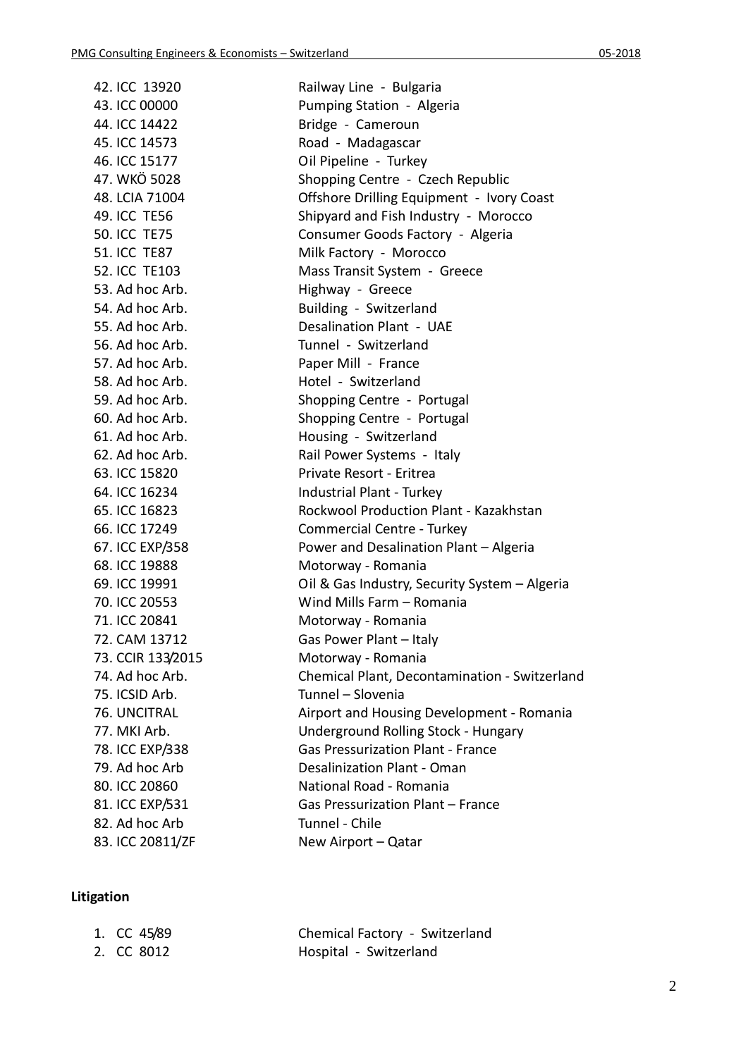42. ICC 13920 Railway Line - Bulgaria
43. ICC 00000 Pumping Station - Algeria
44. ICC 14422 Bridge - Cameroun
45. ICC 14573 Road - Madagascar
46. ICC 15177 Oil Pipeline - Turkey
47. WKÖ 5028 Shopping Centre - Czech Republic
48. LCIA 71004 Offshore Drilling Equipment - Ivory Coast
49. ICC TE56 Shipyard and Fish Industry - Morocco
50. ICC TE75 Consumer Goods Factory - Algeria
51. ICC TE87 Milk Factory - Morocco
52. ICC TE103 Mass Transit System - Greece
53. Ad hoc Arb. Highway - Greece
54. Ad hoc Arb. Building - Switzerland
55. Ad hoc Arb. Desalination Plant - UAE
56. Ad hoc Arb. Tunnel - Switzerland
57. Ad hoc Arb. Paper Mill - France
58. Ad hoc Arb. Hotel - Switzerland
59. Ad hoc Arb. Shopping Centre - Portugal
60. Ad hoc Arb. Shopping Centre - Portugal
61. Ad hoc Arb. Housing - Switzerland
62. Ad hoc Arb. Rail Power Systems - Italy
63. ICC 15820 Private Resort - Eritrea
64. ICC 16234 Industrial Plant - Turkey
65. ICC 16823 Rockwool Production Plant - Kazakhstan
66. ICC 17249 Commercial Centre - Turkey
67. ICC EXP/358 Power and Desalination Plant – Algeria
68. ICC 19888 Motorway - Romania
69. ICC 19991 Oil & Gas Industry, Security System – Algeria
70. ICC 20553 Wind Mills Farm – Romania
71. ICC 20841 Motorway - Romania
72. CAM 13712 Gas Power Plant – Italy
73. CCIR 133/2015 Motorway - Romania
74. Ad hoc Arb. Chemical Plant, Decontamination - Switzerland
75. ICSID Arb. Tunnel – Slovenia
76. UNCITRAL Airport and Housing Development - Romania
77. MKI Arb. Underground Rolling Stock - Hungary
78. ICC EXP/338 Gas Pressurization Plant - France
79. Ad hoc Arb Desalinization Plant - Oman
80. ICC 20860 National Road - Romania
81. ICC EXP/531 Gas Pressurization Plant – France
82. Ad hoc Arb Tunnel - Chile
83. ICC 20811/ZF New Airport – Qatar

**Litigation**

1. CC 45/89 Chemical Factory - Switzerland
2. CC 8012 Hospital - Switzerland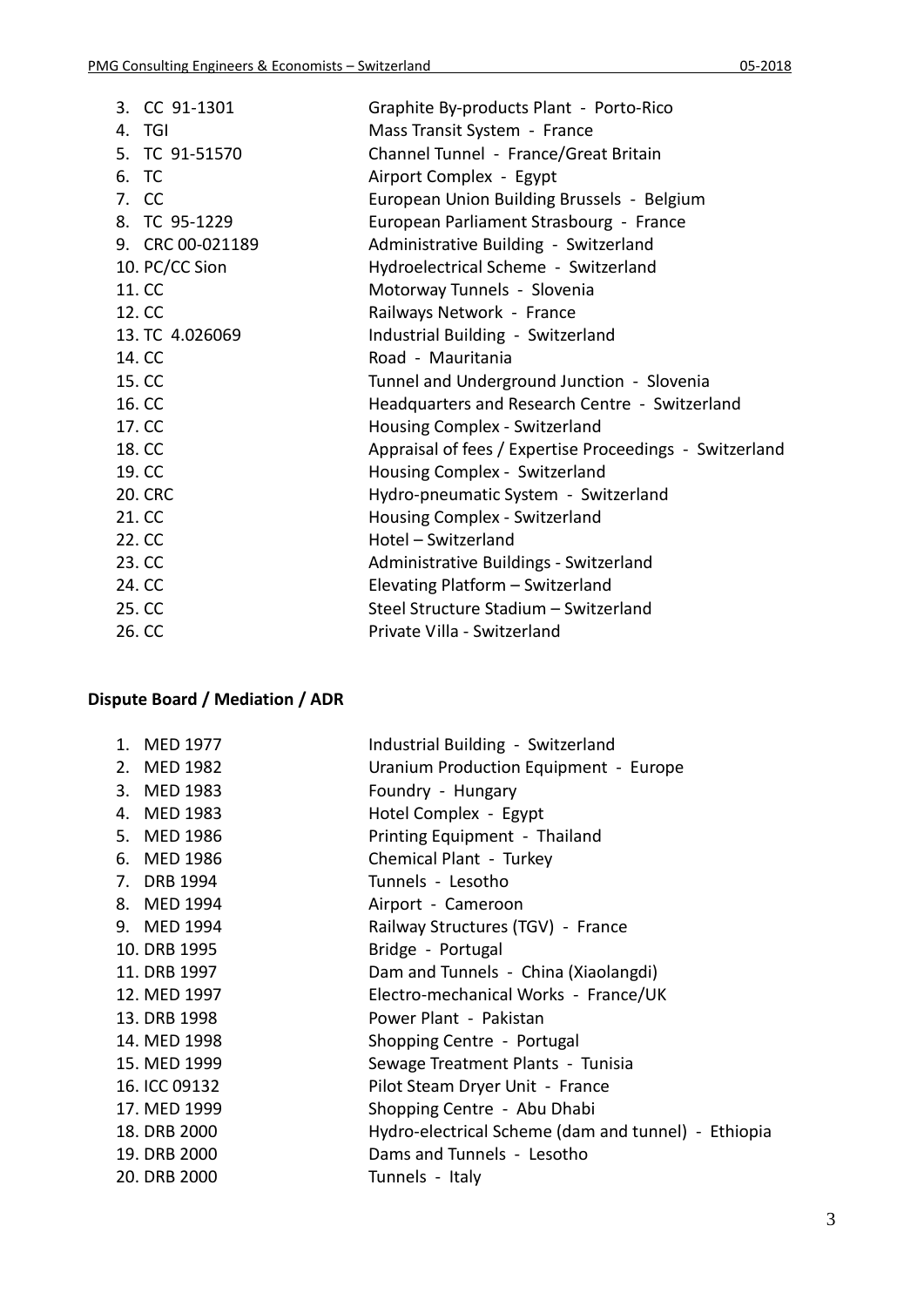3. CC 91-1301 — Graphite By-products Plant - Porto-Rico
4. TGI — Mass Transit System - France
5. TC 91-51570 — Channel Tunnel - France/Great Britain
6. TC — Airport Complex - Egypt
7. CC — European Union Building Brussels - Belgium
8. TC 95-1229 — European Parliament Strasbourg - France
9. CRC 00-021189 — Administrative Building - Switzerland
10. PC/CC Sion — Hydroelectrical Scheme - Switzerland
11. CC — Motorway Tunnels - Slovenia
12. CC — Railways Network - France
13. TC 4.026069 — Industrial Building - Switzerland
14. CC — Road - Mauritania
15. CC — Tunnel and Underground Junction - Slovenia
16. CC — Headquarters and Research Centre - Switzerland
17. CC — Housing Complex - Switzerland
18. CC — Appraisal of fees / Expertise Proceedings - Switzerland
19. CC — Housing Complex - Switzerland
20. CRC — Hydro-pneumatic System - Switzerland
21. CC — Housing Complex - Switzerland
22. CC — Hotel – Switzerland
23. CC — Administrative Buildings - Switzerland
24. CC — Elevating Platform – Switzerland
25. CC — Steel Structure Stadium – Switzerland
26. CC — Private Villa - Switzerland

**Dispute Board / Mediation / ADR**

1. MED 1977 — Industrial Building - Switzerland
2. MED 1982 — Uranium Production Equipment - Europe
3. MED 1983 — Foundry - Hungary
4. MED 1983 — Hotel Complex - Egypt
5. MED 1986 — Printing Equipment - Thailand
6. MED 1986 — Chemical Plant - Turkey
7. DRB 1994 — Tunnels - Lesotho
8. MED 1994 — Airport - Cameroon
9. MED 1994 — Railway Structures (TGV) - France
10. DRB 1995 — Bridge - Portugal
11. DRB 1997 — Dam and Tunnels - China (Xiaolangdi)
12. MED 1997 — Electro-mechanical Works - France/UK
13. DRB 1998 — Power Plant - Pakistan
14. MED 1998 — Shopping Centre - Portugal
15. MED 1999 — Sewage Treatment Plants - Tunisia
16. ICC 09132 — Pilot Steam Dryer Unit - France
17. MED 1999 — Shopping Centre - Abu Dhabi
18. DRB 2000 — Hydro-electrical Scheme (dam and tunnel) - Ethiopia
19. DRB 2000 — Dams and Tunnels - Lesotho
20. DRB 2000 — Tunnels - Italy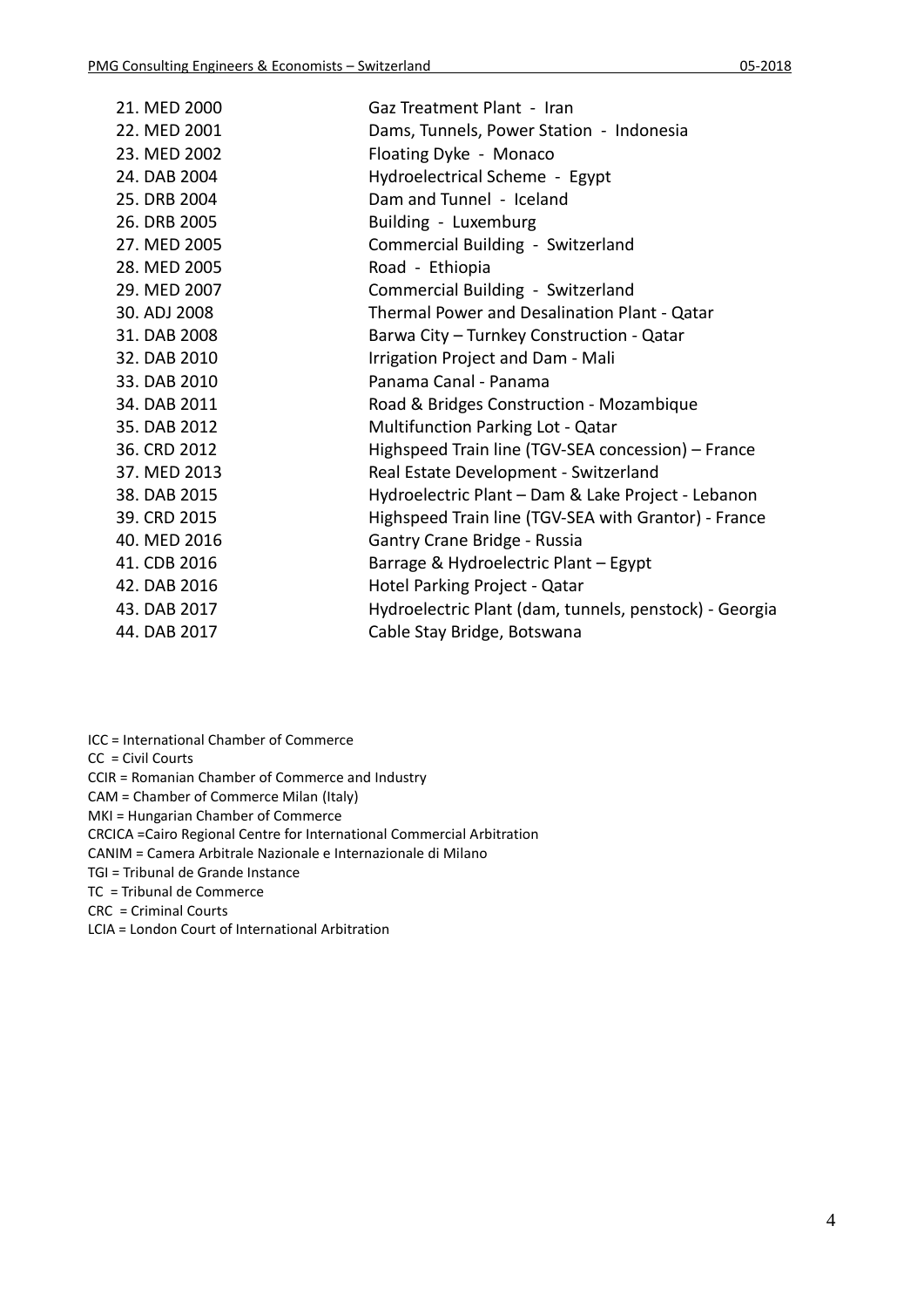| | |
|---|---|
| 21. MED 2000 | Gaz Treatment Plant - Iran |
| 22. MED 2001 | Dams, Tunnels, Power Station - Indonesia |
| 23. MED 2002 | Floating Dyke - Monaco |
| 24. DAB 2004 | Hydroelectrical Scheme - Egypt |
| 25. DRB 2004 | Dam and Tunnel - Iceland |
| 26. DRB 2005 | Building - Luxemburg |
| 27. MED 2005 | Commercial Building - Switzerland |
| 28. MED 2005 | Road - Ethiopia |
| 29. MED 2007 | Commercial Building - Switzerland |
| 30. ADJ 2008 | Thermal Power and Desalination Plant - Qatar |
| 31. DAB 2008 | Barwa City – Turnkey Construction - Qatar |
| 32. DAB 2010 | Irrigation Project and Dam - Mali |
| 33. DAB 2010 | Panama Canal - Panama |
| 34. DAB 2011 | Road & Bridges Construction - Mozambique |
| 35. DAB 2012 | Multifunction Parking Lot - Qatar |
| 36. CRD 2012 | Highspeed Train line (TGV-SEA concession) – France |
| 37. MED 2013 | Real Estate Development - Switzerland |
| 38. DAB 2015 | Hydroelectric Plant – Dam & Lake Project - Lebanon |
| 39. CRD 2015 | Highspeed Train line (TGV-SEA with Grantor) - France |
| 40. MED 2016 | Gantry Crane Bridge - Russia |
| 41. CDB 2016 | Barrage & Hydroelectric Plant – Egypt |
| 42. DAB 2016 | Hotel Parking Project - Qatar |
| 43. DAB 2017 | Hydroelectric Plant (dam, tunnels, penstock) - Georgia |
| 44. DAB 2017 | Cable Stay Bridge, Botswana |

ICC = International Chamber of Commerce
CC = Civil Courts
CCIR = Romanian Chamber of Commerce and Industry
CAM = Chamber of Commerce Milan (Italy)
MKI = Hungarian Chamber of Commerce
CRCICA =Cairo Regional Centre for International Commercial Arbitration
CANIM = Camera Arbitrale Nazionale e Internazionale di Milano
TGI = Tribunal de Grande Instance
TC = Tribunal de Commerce
CRC = Criminal Courts
LCIA = London Court of International Arbitration